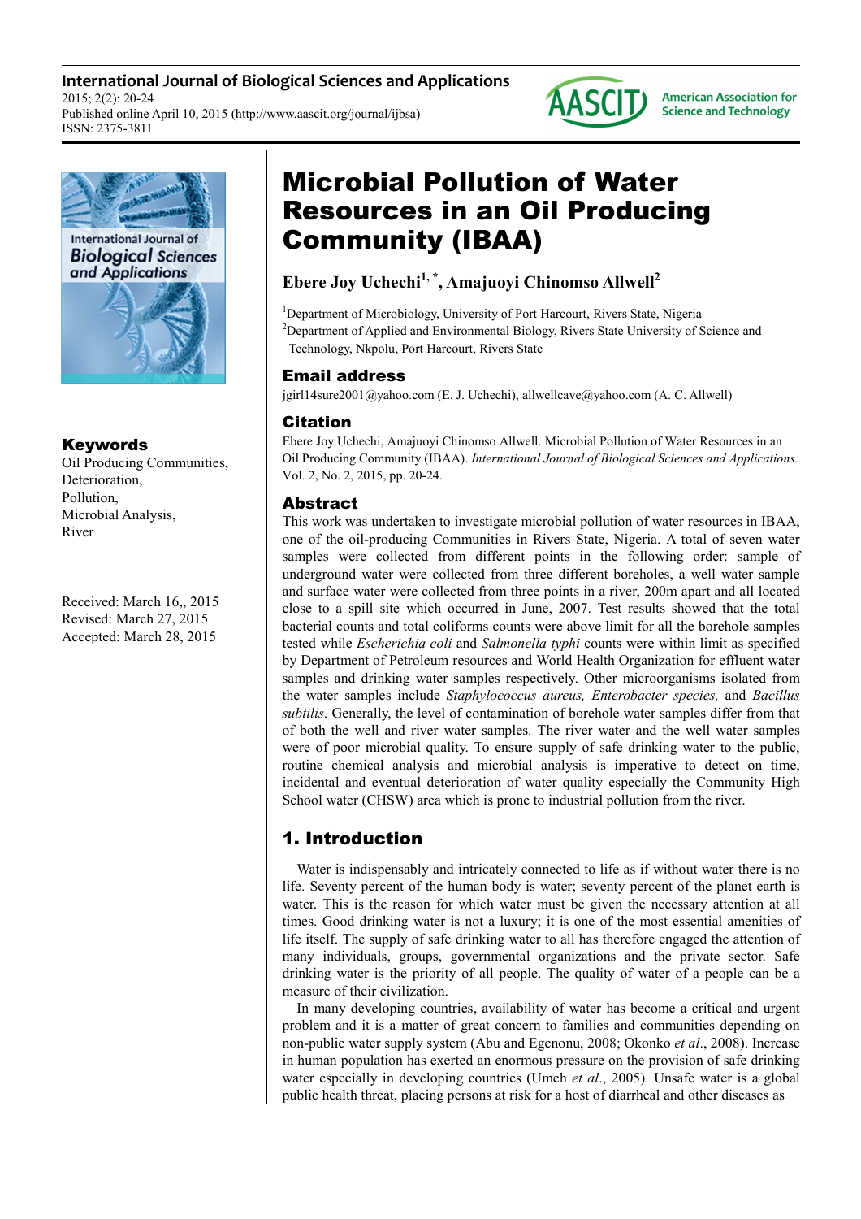International Journal of Biological Sciences and Applications
2015; 2(2): 20-24
Published online April 10, 2015 (http://www.aascit.org/journal/ijbsa)
ISSN: 2375-3811

# Microbial Pollution of Water Resources in an Oil Producing Community (IBAA)

**Ebere Joy Uchechi[1, *], Amajuoyi Chinomso Allwell[2]**

[1]Department of Microbiology, University of Port Harcourt, Rivers State, Nigeria
[2]Department of Applied and Environmental Biology, Rivers State University of Science and Technology, Nkpolu, Port Harcourt, Rivers State

## Email address

jgirl14sure2001@yahoo.com (E. J. Uchechi), allwellcave@yahoo.com (A. C. Allwell)

## Citation

Ebere Joy Uchechi, Amajuoyi Chinomso Allwell. Microbial Pollution of Water Resources in an Oil Producing Community (IBAA). *International Journal of Biological Sciences and Applications.* Vol. 2, No. 2, 2015, pp. 20-24.

## Keywords

Oil Producing Communities, Deterioration, Pollution, Microbial Analysis, River

Received: March 16,, 2015
Revised: March 27, 2015
Accepted: March 28, 2015

## Abstract

This work was undertaken to investigate microbial pollution of water resources in IBAA, one of the oil-producing Communities in Rivers State, Nigeria. A total of seven water samples were collected from different points in the following order: sample of underground water were collected from three different boreholes, a well water sample and surface water were collected from three points in a river, 200m apart and all located close to a spill site which occurred in June, 2007. Test results showed that the total bacterial counts and total coliforms counts were above limit for all the borehole samples tested while *Escherichia coli* and *Salmonella typhi* counts were within limit as specified by Department of Petroleum resources and World Health Organization for effluent water samples and drinking water samples respectively. Other microorganisms isolated from the water samples include *Staphylococcus aureus, Enterobacter species,* and *Bacillus subtilis*. Generally, the level of contamination of borehole water samples differ from that of both the well and river water samples. The river water and the well water samples were of poor microbial quality. To ensure supply of safe drinking water to the public, routine chemical analysis and microbial analysis is imperative to detect on time, incidental and eventual deterioration of water quality especially the Community High School water (CHSW) area which is prone to industrial pollution from the river.

## 1. Introduction

Water is indispensably and intricately connected to life as if without water there is no life. Seventy percent of the human body is water; seventy percent of the planet earth is water. This is the reason for which water must be given the necessary attention at all times. Good drinking water is not a luxury; it is one of the most essential amenities of life itself. The supply of safe drinking water to all has therefore engaged the attention of many individuals, groups, governmental organizations and the private sector. Safe drinking water is the priority of all people. The quality of water of a people can be a measure of their civilization.

In many developing countries, availability of water has become a critical and urgent problem and it is a matter of great concern to families and communities depending on non-public water supply system (Abu and Egenonu, 2008; Okonko *et al*., 2008). Increase in human population has exerted an enormous pressure on the provision of safe drinking water especially in developing countries (Umeh *et al*., 2005). Unsafe water is a global public health threat, placing persons at risk for a host of diarrheal and other diseases as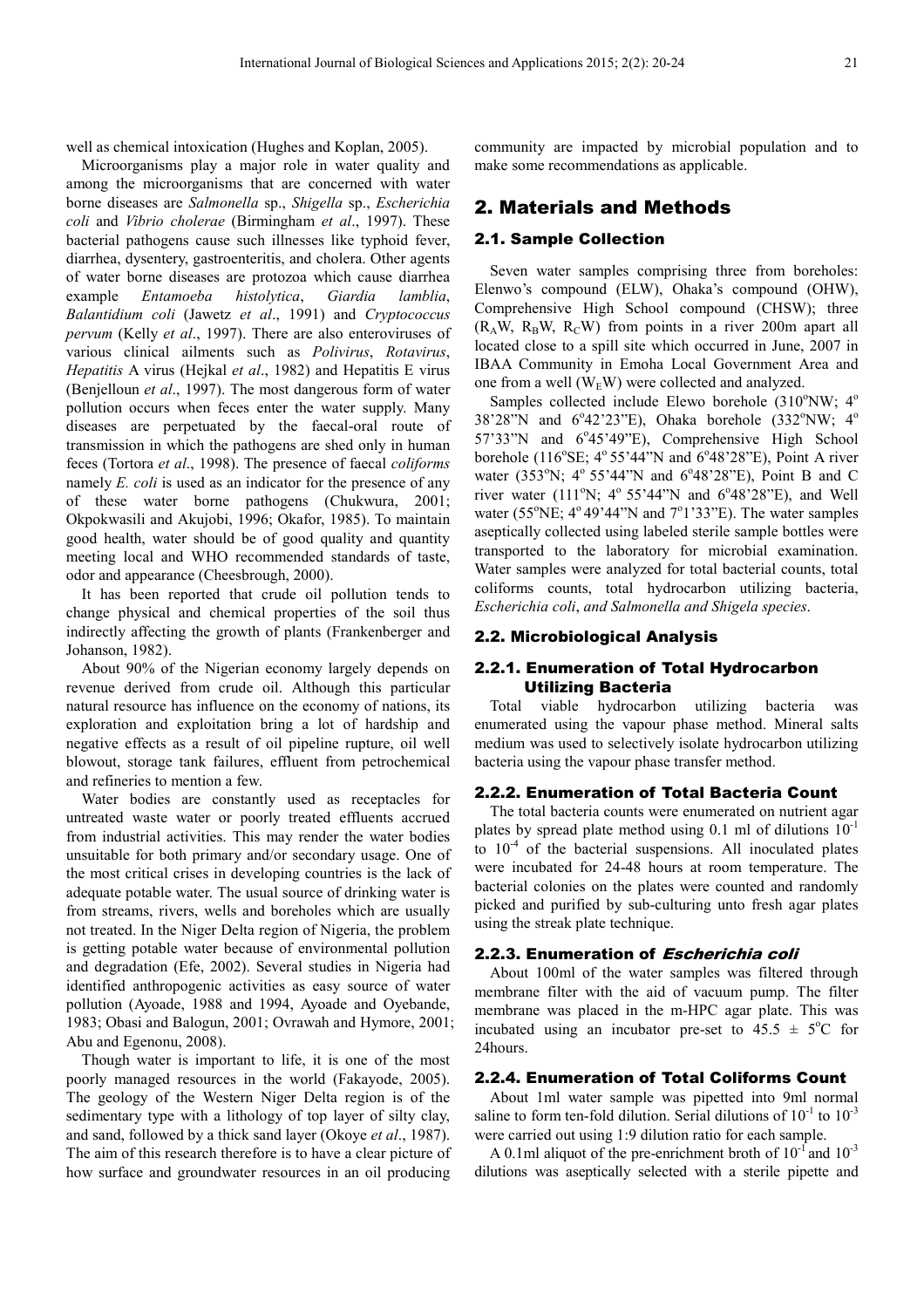well as chemical intoxication (Hughes and Koplan, 2005).

Microorganisms play a major role in water quality and among the microorganisms that are concerned with water borne diseases are *Salmonella* sp., *Shigella* sp., *Escherichia coli* and *Vibrio cholerae* (Birmingham *et al*., 1997). These bacterial pathogens cause such illnesses like typhoid fever, diarrhea, dysentery, gastroenteritis, and cholera. Other agents of water borne diseases are protozoa which cause diarrhea example *Entamoeba histolytica*, *Giardia lamblia*, *Balantidium coli* (Jawetz *et al*., 1991) and *Cryptococcus pervum* (Kelly *et al*., 1997). There are also enteroviruses of various clinical ailments such as *Polivirus*, *Rotavirus*, *Hepatitis* A virus (Hejkal *et al*., 1982) and Hepatitis E virus (Benjelloun *et al*., 1997). The most dangerous form of water pollution occurs when feces enter the water supply. Many diseases are perpetuated by the faecal-oral route of transmission in which the pathogens are shed only in human feces (Tortora *et al*., 1998). The presence of faecal *coliforms* namely *E. coli* is used as an indicator for the presence of any of these water borne pathogens (Chukwura, 2001; Okpokwasili and Akujobi, 1996; Okafor, 1985). To maintain good health, water should be of good quality and quantity meeting local and WHO recommended standards of taste, odor and appearance (Cheesbrough, 2000).

It has been reported that crude oil pollution tends to change physical and chemical properties of the soil thus indirectly affecting the growth of plants (Frankenberger and Johanson, 1982).

About 90% of the Nigerian economy largely depends on revenue derived from crude oil. Although this particular natural resource has influence on the economy of nations, its exploration and exploitation bring a lot of hardship and negative effects as a result of oil pipeline rupture, oil well blowout, storage tank failures, effluent from petrochemical and refineries to mention a few.

Water bodies are constantly used as receptacles for untreated waste water or poorly treated effluents accrued from industrial activities. This may render the water bodies unsuitable for both primary and/or secondary usage. One of the most critical crises in developing countries is the lack of adequate potable water. The usual source of drinking water is from streams, rivers, wells and boreholes which are usually not treated. In the Niger Delta region of Nigeria, the problem is getting potable water because of environmental pollution and degradation (Efe, 2002). Several studies in Nigeria had identified anthropogenic activities as easy source of water pollution (Ayoade, 1988 and 1994, Ayoade and Oyebande, 1983; Obasi and Balogun, 2001; Ovrawah and Hymore, 2001; Abu and Egenonu, 2008).

Though water is important to life, it is one of the most poorly managed resources in the world (Fakayode, 2005). The geology of the Western Niger Delta region is of the sedimentary type with a lithology of top layer of silty clay, and sand, followed by a thick sand layer (Okoye *et al*., 1987). The aim of this research therefore is to have a clear picture of how surface and groundwater resources in an oil producing community are impacted by microbial population and to make some recommendations as applicable.

## 2. Materials and Methods

### 2.1. Sample Collection

Seven water samples comprising three from boreholes: Elenwo's compound (ELW), Ohaka's compound (OHW), Comprehensive High School compound (CHSW); three ($R_A$W, $R_B$W, $R_C$W) from points in a river 200m apart all located close to a spill site which occurred in June, 2007 in IBAA Community in Emoha Local Government Area and one from a well ($W_E$W) were collected and analyzed.

Samples collected include Elewo borehole (310°NW; 4° 38'28"N and 6°42'23"E), Ohaka borehole (332°NW; 4° 57'33"N and 6°45'49"E), Comprehensive High School borehole (116°SE; 4° 55'44"N and 6°48'28"E), Point A river water (353°N; 4° 55'44"N and 6°48'28"E), Point B and C river water (111°N; 4° 55'44"N and 6°48'28"E), and Well water (55°NE; 4° 49'44"N and 7°1'33"E). The water samples aseptically collected using labeled sterile sample bottles were transported to the laboratory for microbial examination. Water samples were analyzed for total bacterial counts, total coliforms counts, total hydrocarbon utilizing bacteria, *Escherichia coli*, *and Salmonella and Shigela species*.

### 2.2. Microbiological Analysis

#### 2.2.1. Enumeration of Total Hydrocarbon Utilizing Bacteria

Total viable hydrocarbon utilizing bacteria was enumerated using the vapour phase method. Mineral salts medium was used to selectively isolate hydrocarbon utilizing bacteria using the vapour phase transfer method.

#### 2.2.2. Enumeration of Total Bacteria Count

The total bacteria counts were enumerated on nutrient agar plates by spread plate method using 0.1 ml of dilutions $10^{-1}$ to $10^{-4}$ of the bacterial suspensions. All inoculated plates were incubated for 24-48 hours at room temperature. The bacterial colonies on the plates were counted and randomly picked and purified by sub-culturing unto fresh agar plates using the streak plate technique.

#### 2.2.3. Enumeration of *Escherichia coli*

About 100ml of the water samples was filtered through membrane filter with the aid of vacuum pump. The filter membrane was placed in the m-HPC agar plate. This was incubated using an incubator pre-set to $45.5 \pm 5$°C for 24hours.

#### 2.2.4. Enumeration of Total Coliforms Count

About 1ml water sample was pipetted into 9ml normal saline to form ten-fold dilution. Serial dilutions of $10^{-1}$ to $10^{-3}$ were carried out using 1:9 dilution ratio for each sample.

A 0.1ml aliquot of the pre-enrichment broth of $10^{-1}$ and $10^{-3}$ dilutions was aseptically selected with a sterile pipette and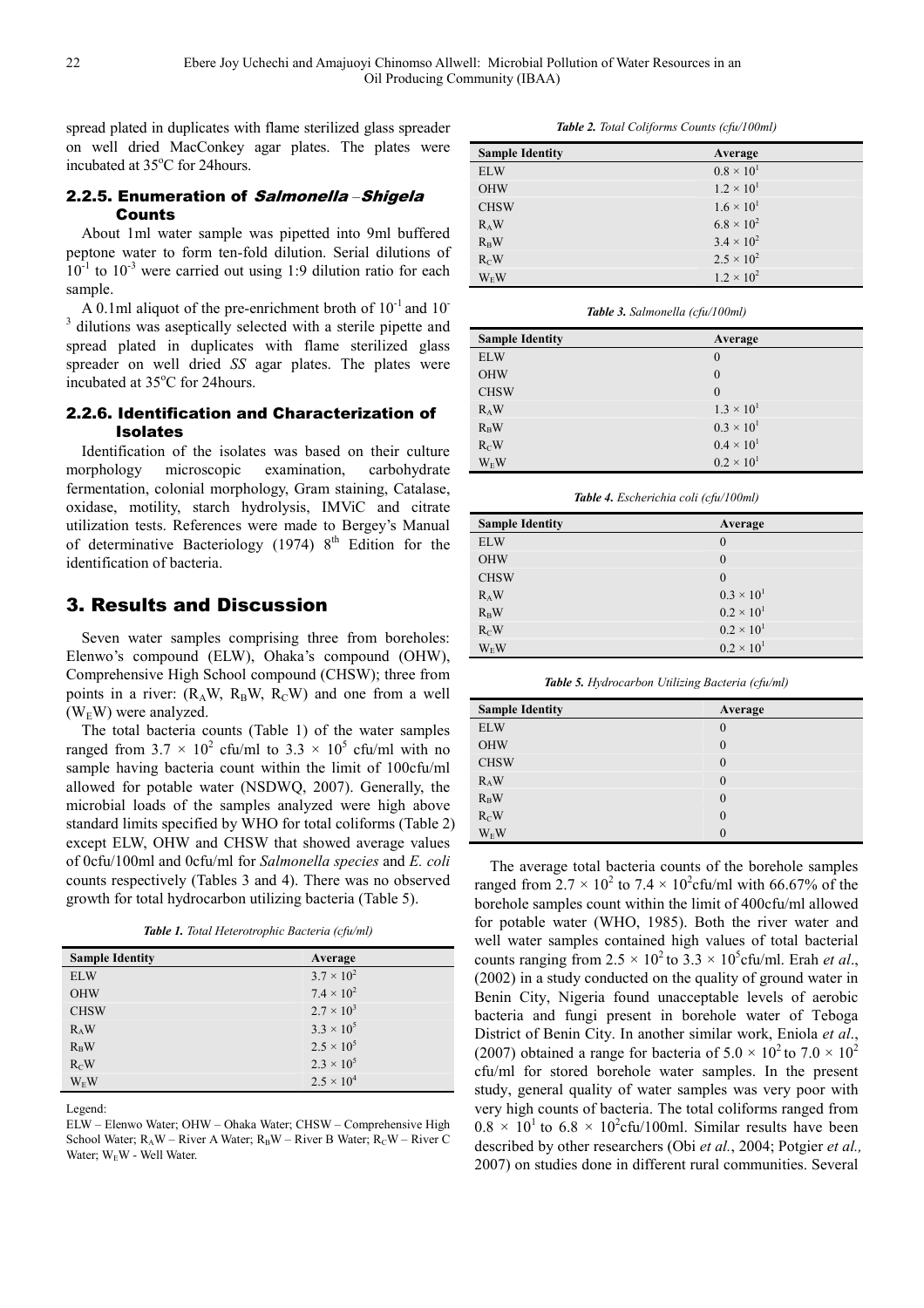spread plated in duplicates with flame sterilized glass spreader on well dried MacConkey agar plates. The plates were incubated at 35°C for 24hours.

### 2.2.5. Enumeration of *Salmonella* –*Shigela* Counts

About 1ml water sample was pipetted into 9ml buffered peptone water to form ten-fold dilution. Serial dilutions of $10^{-1}$ to $10^{-3}$ were carried out using 1:9 dilution ratio for each sample.

A 0.1ml aliquot of the pre-enrichment broth of $10^{-1}$ and $10^{-3}$ dilutions was aseptically selected with a sterile pipette and spread plated in duplicates with flame sterilized glass spreader on well dried *SS* agar plates. The plates were incubated at 35°C for 24hours.

### 2.2.6. Identification and Characterization of Isolates

Identification of the isolates was based on their culture morphology microscopic examination, carbohydrate fermentation, colonial morphology, Gram staining, Catalase, oxidase, motility, starch hydrolysis, IMViC and citrate utilization tests. References were made to Bergey's Manual of determinative Bacteriology (1974) 8th Edition for the identification of bacteria.

## 3. Results and Discussion

Seven water samples comprising three from boreholes: Elenwo's compound (ELW), Ohaka's compound (OHW), Comprehensive High School compound (CHSW); three from points in a river: ($R_AW$, $R_BW$, $R_CW$) and one from a well ($W_EW$) were analyzed.

The total bacteria counts (Table 1) of the water samples ranged from $3.7 \times 10^2$ cfu/ml to $3.3 \times 10^5$ cfu/ml with no sample having bacteria count within the limit of 100cfu/ml allowed for potable water (NSDWQ, 2007). Generally, the microbial loads of the samples analyzed were high above standard limits specified by WHO for total coliforms (Table 2) except ELW, OHW and CHSW that showed average values of 0cfu/100ml and 0cfu/ml for *Salmonella species* and *E. coli* counts respectively (Tables 3 and 4). There was no observed growth for total hydrocarbon utilizing bacteria (Table 5).

*Table 1. Total Heterotrophic Bacteria (cfu/ml)*

| Sample Identity | Average |
|---|---|
| ELW | $3.7 \times 10^2$ |
| OHW | $7.4 \times 10^2$ |
| CHSW | $2.7 \times 10^3$ |
| $R_AW$ | $3.3 \times 10^5$ |
| $R_BW$ | $2.5 \times 10^5$ |
| $R_CW$ | $2.3 \times 10^5$ |
| $W_EW$ | $2.5 \times 10^4$ |

Legend:

ELW – Elenwo Water; OHW – Ohaka Water; CHSW – Comprehensive High School Water; $R_AW$ – River A Water; $R_BW$ – River B Water; $R_CW$ – River C Water; $W_EW$ - Well Water.

*Table 2. Total Coliforms Counts (cfu/100ml)*

| Sample Identity | Average |
|---|---|
| ELW | $0.8 \times 10^1$ |
| OHW | $1.2 \times 10^1$ |
| CHSW | $1.6 \times 10^1$ |
| $R_AW$ | $6.8 \times 10^2$ |
| $R_BW$ | $3.4 \times 10^2$ |
| $R_CW$ | $2.5 \times 10^2$ |
| $W_EW$ | $1.2 \times 10^2$ |

*Table 3. Salmonella (cfu/100ml)*

| Sample Identity | Average |
|---|---|
| ELW | 0 |
| OHW | 0 |
| CHSW | 0 |
| $R_AW$ | $1.3 \times 10^1$ |
| $R_BW$ | $0.3 \times 10^1$ |
| $R_CW$ | $0.4 \times 10^1$ |
| $W_EW$ | $0.2 \times 10^1$ |

*Table 4. Escherichia coli (cfu/100ml)*

| Sample Identity | Average |
|---|---|
| ELW | 0 |
| OHW | 0 |
| CHSW | 0 |
| $R_AW$ | $0.3 \times 10^1$ |
| $R_BW$ | $0.2 \times 10^1$ |
| $R_CW$ | $0.2 \times 10^1$ |
| $W_EW$ | $0.2 \times 10^1$ |

*Table 5. Hydrocarbon Utilizing Bacteria (cfu/ml)*

| Sample Identity | Average |
|---|---|
| ELW | 0 |
| OHW | 0 |
| CHSW | 0 |
| $R_AW$ | 0 |
| $R_BW$ | 0 |
| $R_CW$ | 0 |
| $W_EW$ | 0 |

The average total bacteria counts of the borehole samples ranged from $2.7 \times 10^2$ to $7.4 \times 10^2$cfu/ml with 66.67% of the borehole samples count within the limit of 400cfu/ml allowed for potable water (WHO, 1985). Both the river water and well water samples contained high values of total bacterial counts ranging from $2.5 \times 10^2$ to $3.3 \times 10^5$cfu/ml. Erah *et al*., (2002) in a study conducted on the quality of ground water in Benin City, Nigeria found unacceptable levels of aerobic bacteria and fungi present in borehole water of Teboga District of Benin City. In another similar work, Eniola *et al*., (2007) obtained a range for bacteria of $5.0 \times 10^2$ to $7.0 \times 10^2$ cfu/ml for stored borehole water samples. In the present study, general quality of water samples was very poor with very high counts of bacteria. The total coliforms ranged from $0.8 \times 10^1$ to $6.8 \times 10^2$cfu/100ml. Similar results have been described by other researchers (Obi *et al.*, 2004; Potgier *et al.,* 2007) on studies done in different rural communities. Several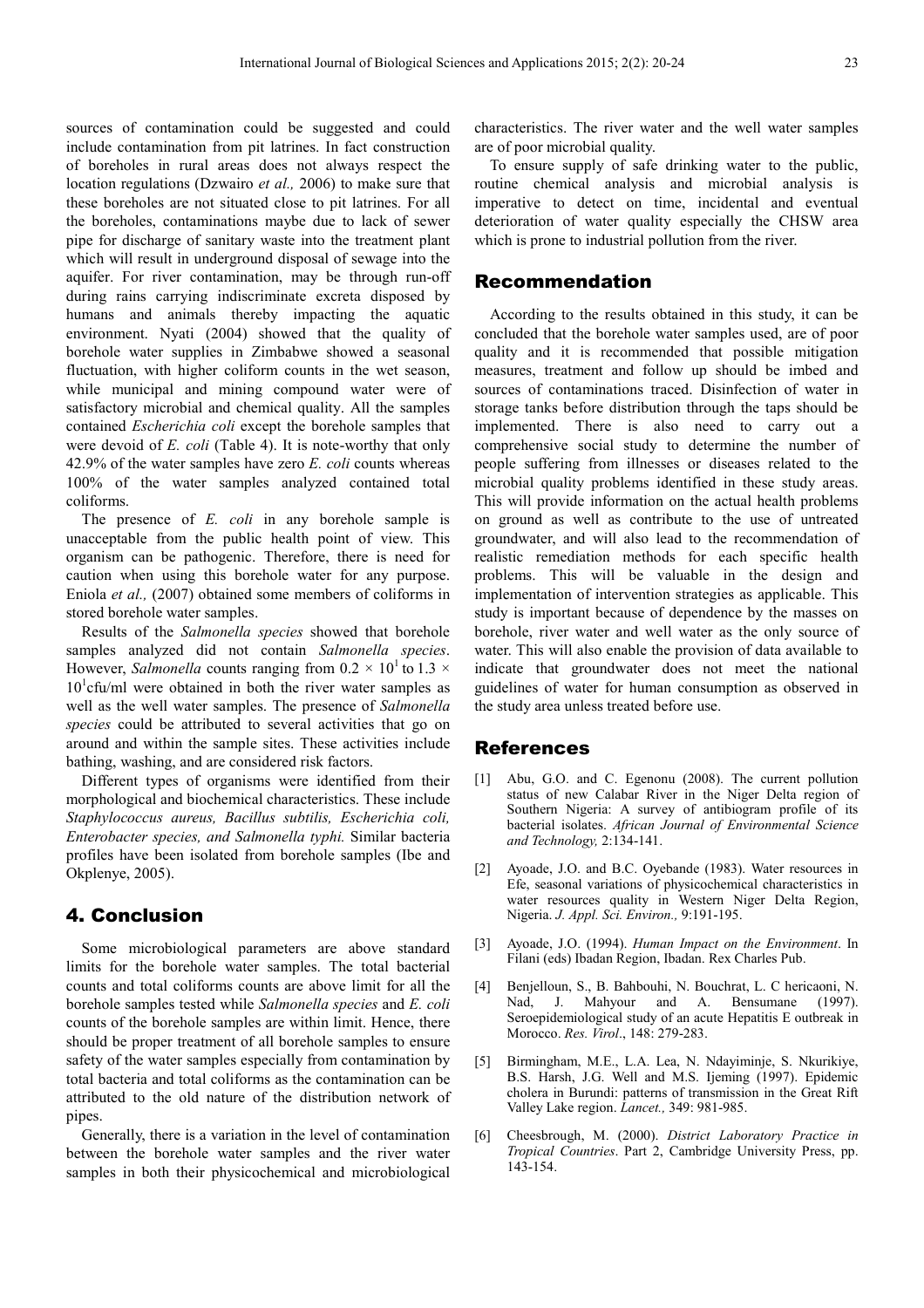sources of contamination could be suggested and could include contamination from pit latrines. In fact construction of boreholes in rural areas does not always respect the location regulations (Dzwairo *et al.,* 2006) to make sure that these boreholes are not situated close to pit latrines. For all the boreholes, contaminations maybe due to lack of sewer pipe for discharge of sanitary waste into the treatment plant which will result in underground disposal of sewage into the aquifer. For river contamination, may be through run-off during rains carrying indiscriminate excreta disposed by humans and animals thereby impacting the aquatic environment. Nyati (2004) showed that the quality of borehole water supplies in Zimbabwe showed a seasonal fluctuation, with higher coliform counts in the wet season, while municipal and mining compound water were of satisfactory microbial and chemical quality. All the samples contained *Escherichia coli* except the borehole samples that were devoid of *E. coli* (Table 4). It is note-worthy that only 42.9% of the water samples have zero *E. coli* counts whereas 100% of the water samples analyzed contained total coliforms.

The presence of *E. coli* in any borehole sample is unacceptable from the public health point of view. This organism can be pathogenic. Therefore, there is need for caution when using this borehole water for any purpose. Eniola *et al.,* (2007) obtained some members of coliforms in stored borehole water samples.

Results of the *Salmonella species* showed that borehole samples analyzed did not contain *Salmonella species*. However, *Salmonella* counts ranging from $0.2 \times 10^1$ to $1.3 \times 10^1$cfu/ml were obtained in both the river water samples as well as the well water samples. The presence of *Salmonella species* could be attributed to several activities that go on around and within the sample sites. These activities include bathing, washing, and are considered risk factors.

Different types of organisms were identified from their morphological and biochemical characteristics. These include *Staphylococcus aureus, Bacillus subtilis, Escherichia coli, Enterobacter species, and Salmonella typhi.* Similar bacteria profiles have been isolated from borehole samples (Ibe and Okplenye, 2005).

## 4. Conclusion

Some microbiological parameters are above standard limits for the borehole water samples. The total bacterial counts and total coliforms counts are above limit for all the borehole samples tested while *Salmonella species* and *E. coli* counts of the borehole samples are within limit. Hence, there should be proper treatment of all borehole samples to ensure safety of the water samples especially from contamination by total bacteria and total coliforms as the contamination can be attributed to the old nature of the distribution network of pipes.

Generally, there is a variation in the level of contamination between the borehole water samples and the river water samples in both their physicochemical and microbiological characteristics. The river water and the well water samples are of poor microbial quality.

To ensure supply of safe drinking water to the public, routine chemical analysis and microbial analysis is imperative to detect on time, incidental and eventual deterioration of water quality especially the CHSW area which is prone to industrial pollution from the river.

## Recommendation

According to the results obtained in this study, it can be concluded that the borehole water samples used, are of poor quality and it is recommended that possible mitigation measures, treatment and follow up should be imbed and sources of contaminations traced. Disinfection of water in storage tanks before distribution through the taps should be implemented. There is also need to carry out a comprehensive social study to determine the number of people suffering from illnesses or diseases related to the microbial quality problems identified in these study areas. This will provide information on the actual health problems on ground as well as contribute to the use of untreated groundwater, and will also lead to the recommendation of realistic remediation methods for each specific health problems. This will be valuable in the design and implementation of intervention strategies as applicable. This study is important because of dependence by the masses on borehole, river water and well water as the only source of water. This will also enable the provision of data available to indicate that groundwater does not meet the national guidelines of water for human consumption as observed in the study area unless treated before use.

## References

[1] Abu, G.O. and C. Egenonu (2008). The current pollution status of new Calabar River in the Niger Delta region of Southern Nigeria: A survey of antibiogram profile of its bacterial isolates. *African Journal of Environmental Science and Technology,* 2:134-141.

[2] Ayoade, J.O. and B.C. Oyebande (1983). Water resources in Efe, seasonal variations of physicochemical characteristics in water resources quality in Western Niger Delta Region, Nigeria. *J. Appl. Sci. Environ.,* 9:191-195.

[3] Ayoade, J.O. (1994). *Human Impact on the Environment*. In Filani (eds) Ibadan Region, Ibadan. Rex Charles Pub.

[4] Benjelloun, S., B. Bahbouhi, N. Bouchrat, L. C hericaoni, N. Nad, J. Mahyour and A. Bensumane (1997). Seroepidemiological study of an acute Hepatitis E outbreak in Morocco. *Res. Virol*., 148: 279-283.

[5] Birmingham, M.E., L.A. Lea, N. Ndayiminje, S. Nkurikiye, B.S. Harsh, J.G. Well and M.S. Ijeming (1997). Epidemic cholera in Burundi: patterns of transmission in the Great Rift Valley Lake region. *Lancet.,* 349: 981-985.

[6] Cheesbrough, M. (2000). *District Laboratory Practice in Tropical Countries*. Part 2, Cambridge University Press, pp. 143-154.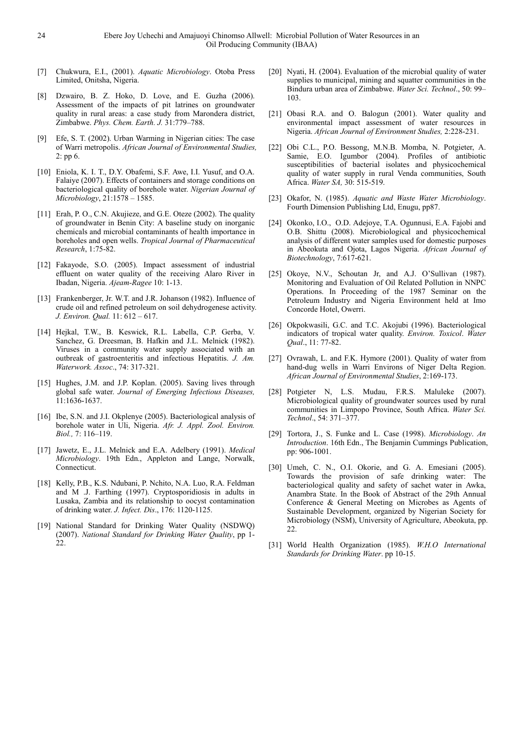[7] Chukwura, E.I., (2001). *Aquatic Microbiology*. Otoba Press Limited, Onitsha, Nigeria.

[8] Dzwairo, B. Z. Hoko, D. Love, and E. Guzha (2006). Assessment of the impacts of pit latrines on groundwater quality in rural areas: a case study from Marondera district, Zimbabwe. *Phys. Chem. Earth. J.* 31:779–788.

[9] Efe, S. T. (2002). Urban Warming in Nigerian cities: The case of Warri metropolis. *African Journal of Environmental Studies,* 2: pp 6.

[10] Eniola, K. I. T., D.Y. Obafemi, S.F. Awe, I.I. Yusuf, and O.A. Falaiye (2007). Effects of containers and storage conditions on bacteriological quality of borehole water. *Nigerian Journal of Microbiology*, 21:1578 – 1585.

[11] Erah, P. O., C.N. Akujieze, and G.E. Oteze (2002). The quality of groundwater in Benin City: A baseline study on inorganic chemicals and microbial contaminants of health importance in boreholes and open wells. *Tropical Journal of Pharmaceutical Research*, 1:75-82.

[12] Fakayode, S.O. (2005). Impact assessment of industrial effluent on water quality of the receiving Alaro River in Ibadan, Nigeria. *Ajeam-Ragee* 10: 1-13.

[13] Frankenberger, Jr. W.T. and J.R. Johanson (1982). Influence of crude oil and refined petroleum on soil dehydrogenese activity. *J. Environ. Qual.* 11: 612 – 617.

[14] Hejkal, T.W., B. Keswick, R.L. Labella, C.P. Gerba, V. Sanchez, G. Dreesman, B. Hafkin and J.L. Melnick (1982). Viruses in a community water supply associated with an outbreak of gastroenteritis and infectious Hepatitis. *J. Am. Waterwork. Assoc*., 74: 317-321.

[15] Hughes, J.M. and J.P. Koplan. (2005). Saving lives through global safe water. *Journal of Emerging Infectious Diseases,* 11:1636-1637.

[16] Ibe, S.N. and J.I. Okplenye (2005). Bacteriological analysis of borehole water in Uli, Nigeria. *Afr. J. Appl. Zool. Environ. Biol.,* 7: 116–119.

[17] Jawetz, E., J.L. Melnick and E.A. Adelbery (1991). *Medical Microbiology*. 19th Edn., Appleton and Lange, Norwalk, Connecticut.

[18] Kelly, P.B., K.S. Ndubani, P. Nchito, N.A. Luo, R.A. Feldman and M .J. Farthing (1997). Cryptosporidiosis in adults in Lusaka, Zambia and its relationship to oocyst contamination of drinking water. *J. Infect. Dis*., 176: 1120-1125.

[19] National Standard for Drinking Water Quality (NSDWQ) (2007). *National Standard for Drinking Water Quality*, pp 1-22.

[20] Nyati, H. (2004). Evaluation of the microbial quality of water supplies to municipal, mining and squatter communities in the Bindura urban area of Zimbabwe. *Water Sci. Technol*., 50: 99–103.

[21] Obasi R.A. and O. Balogun (2001). Water quality and environmental impact assessment of water resources in Nigeria. *African Journal of Environment Studies,* 2:228-231.

[22] Obi C.L., P.O. Bessong, M.N.B. Momba, N. Potgieter, A. Samie, E.O. Igumbor (2004). Profiles of antibiotic susceptibilities of bacterial isolates and physicochemical quality of water supply in rural Venda communities, South Africa. *Water SA,* 30: 515-519.

[23] Okafor, N. (1985). *Aquatic and Waste Water Microbiology*. Fourth Dimension Publishing Ltd, Enugu, pp87.

[24] Okonko, I.O., O.D. Adejoye, T.A. Ogunnusi, E.A. Fajobi and O.B. Shittu (2008). Microbiological and physicochemical analysis of different water samples used for domestic purposes in Abeokuta and Ojota, Lagos Nigeria. *African Journal of Biotechnology*, 7:617-621.

[25] Okoye, N.V., Schoutan Jr, and A.J. O'Sullivan (1987). Monitoring and Evaluation of Oil Related Pollution in NNPC Operations. In Proceeding of the 1987 Seminar on the Petroleum Industry and Nigeria Environment held at Imo Concorde Hotel, Owerri.

[26] Okpokwasili, G.C. and T.C. Akojubi (1996). Bacteriological indicators of tropical water quality. *Environ. Toxicol*. *Water Qual*., 11: 77-82.

[27] Ovrawah, L. and F.K. Hymore (2001). Quality of water from hand-dug wells in Warri Environs of Niger Delta Region. *African Journal of Environmental Studies*, 2:169-173.

[28] Potgieter N, L.S. Mudau, F.R.S. Maluleke (2007). Microbiological quality of groundwater sources used by rural communities in Limpopo Province, South Africa. *Water Sci. Technol*., 54: 371–377.

[29] Tortora, J., S. Funke and L. Case (1998). *Microbiology*. *An Introduction*. 16th Edn., The Benjamin Cummings Publication, pp: 906-1001.

[30] Umeh, C. N., O.I. Okorie, and G. A. Emesiani (2005). Towards the provision of safe drinking water: The bacteriological quality and safety of sachet water in Awka, Anambra State. In the Book of Abstract of the 29th Annual Conference & General Meeting on Microbes as Agents of Sustainable Development, organized by Nigerian Society for Microbiology (NSM), University of Agriculture, Abeokuta, pp. 22.

[31] World Health Organization (1985). *W.H.O International Standards for Drinking Water*. pp 10-15.